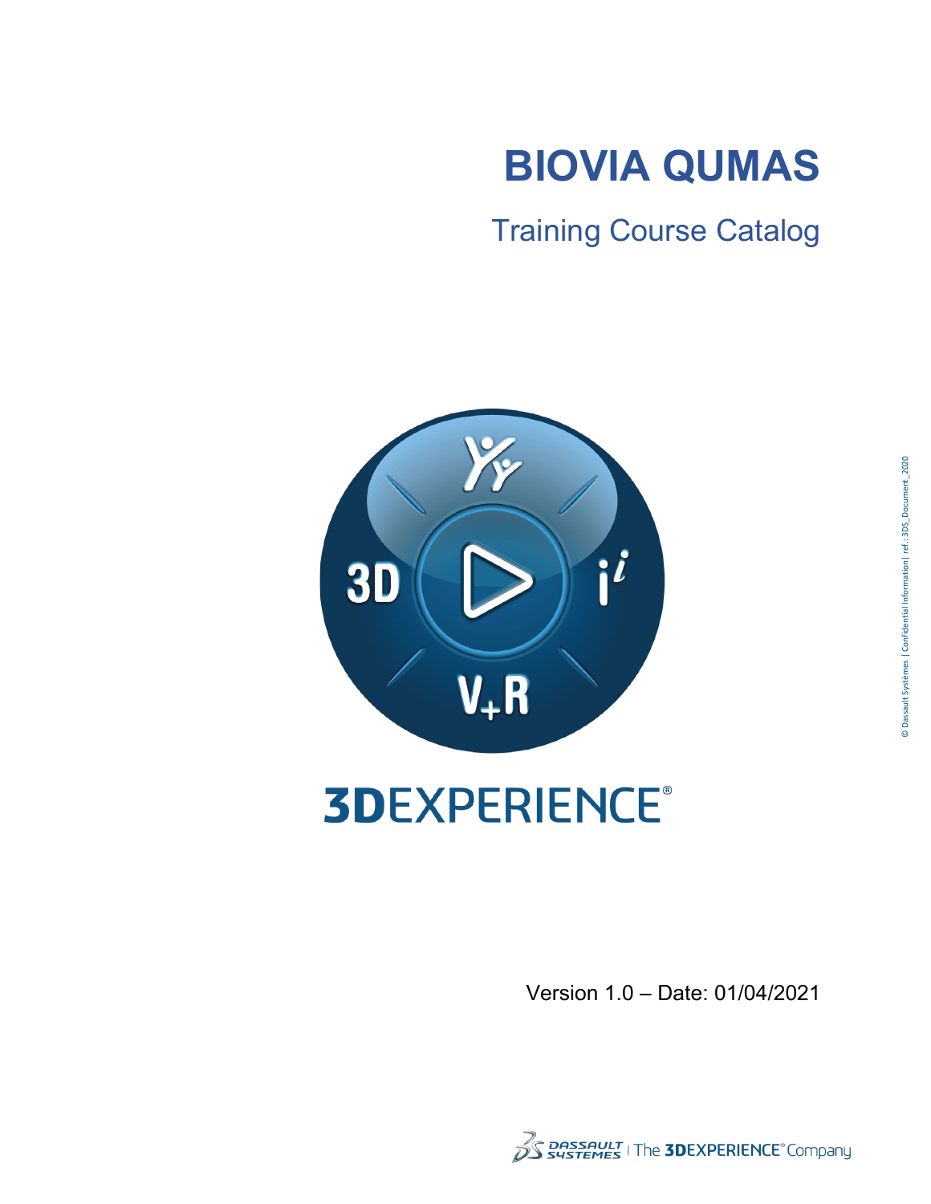# BIOVIA QUMAS

## Training Course Catalog

3DEXPERIENCE®

Version 1.0 – Date: 01/04/2021

© Dassault Systèmes | Confidential Information | ref.: 3DS_Document_2020

DASSAULT SYSTEMES | The 3DEXPERIENCE® Company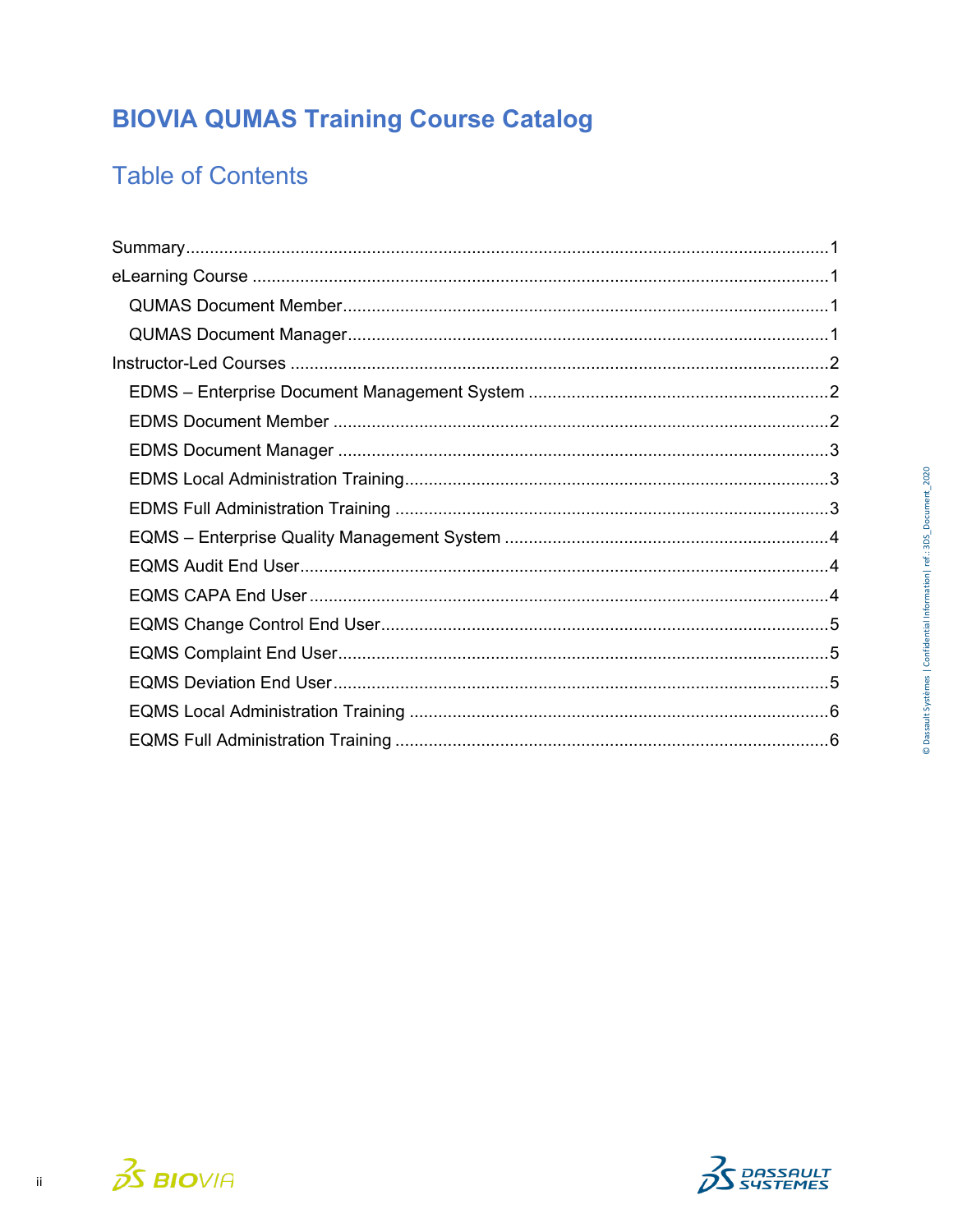# BIOVIA QUMAS Training Course Catalog

## Table of Contents

Summary ........................................................................................................................ 1

eLearning Course ........................................................................................................... 1

- QUMAS Document Member ........................................................................................ 1
- QUMAS Document Manager ....................................................................................... 1

Instructor-Led Courses .................................................................................................... 2

- EDMS – Enterprise Document Management System ................................................. 2
- EDMS Document Member .......................................................................................... 2
- EDMS Document Manager ......................................................................................... 3
- EDMS Local Administration Training ........................................................................... 3
- EDMS Full Administration Training ............................................................................. 3
- EQMS – Enterprise Quality Management System ...................................................... 4
- EQMS Audit End User ................................................................................................. 4
- EQMS CAPA End User ............................................................................................... 4
- EQMS Change Control End User ................................................................................ 5
- EQMS Complaint End User ......................................................................................... 5
- EQMS Deviation End User .......................................................................................... 5
- EQMS Local Administration Training .......................................................................... 6
- EQMS Full Administration Training ............................................................................. 6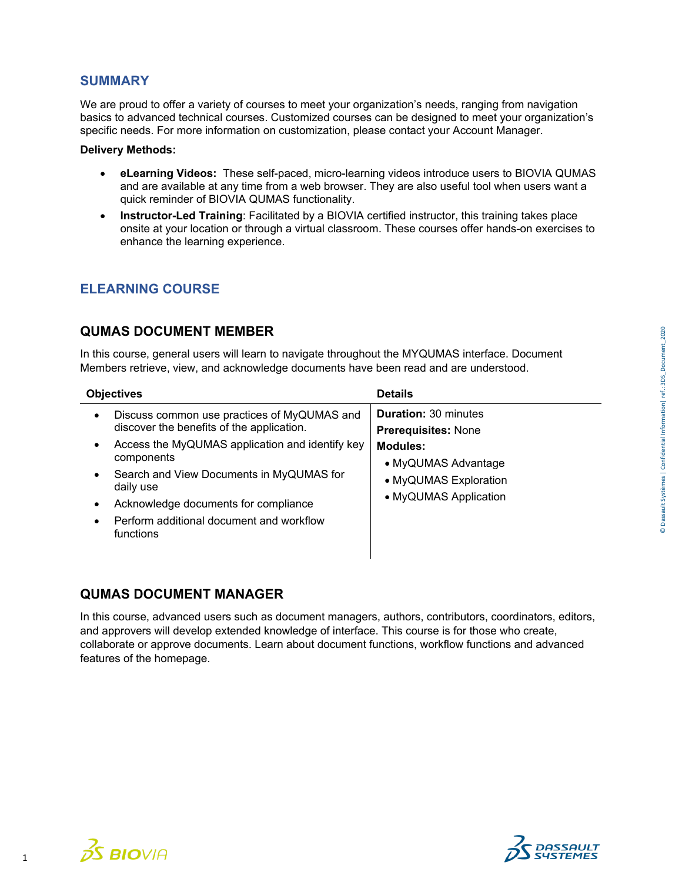## SUMMARY

We are proud to offer a variety of courses to meet your organization's needs, ranging from navigation basics to advanced technical courses. Customized courses can be designed to meet your organization's specific needs. For more information on customization, please contact your Account Manager.

**Delivery Methods:**

- **eLearning Videos:** These self-paced, micro-learning videos introduce users to BIOVIA QUMAS and are available at any time from a web browser. They are also useful tool when users want a quick reminder of BIOVIA QUMAS functionality.
- **Instructor-Led Training**: Facilitated by a BIOVIA certified instructor, this training takes place onsite at your location or through a virtual classroom. These courses offer hands-on exercises to enhance the learning experience.

## ELEARNING COURSE

### QUMAS DOCUMENT MEMBER

In this course, general users will learn to navigate throughout the MYQUMAS interface. Document Members retrieve, view, and acknowledge documents have been read and are understood.

| Objectives | Details |
| --- | --- |
| • Discuss common use practices of MyQUMAS and discover the benefits of the application.<br>• Access the MyQUMAS application and identify key components<br>• Search and View Documents in MyQUMAS for daily use<br>• Acknowledge documents for compliance<br>• Perform additional document and workflow functions | **Duration:** 30 minutes<br>**Prerequisites:** None<br>**Modules:**<br>• MyQUMAS Advantage<br>• MyQUMAS Exploration<br>• MyQUMAS Application |

### QUMAS DOCUMENT MANAGER

In this course, advanced users such as document managers, authors, contributors, coordinators, editors, and approvers will develop extended knowledge of interface. This course is for those who create, collaborate or approve documents. Learn about document functions, workflow functions and advanced features of the homepage.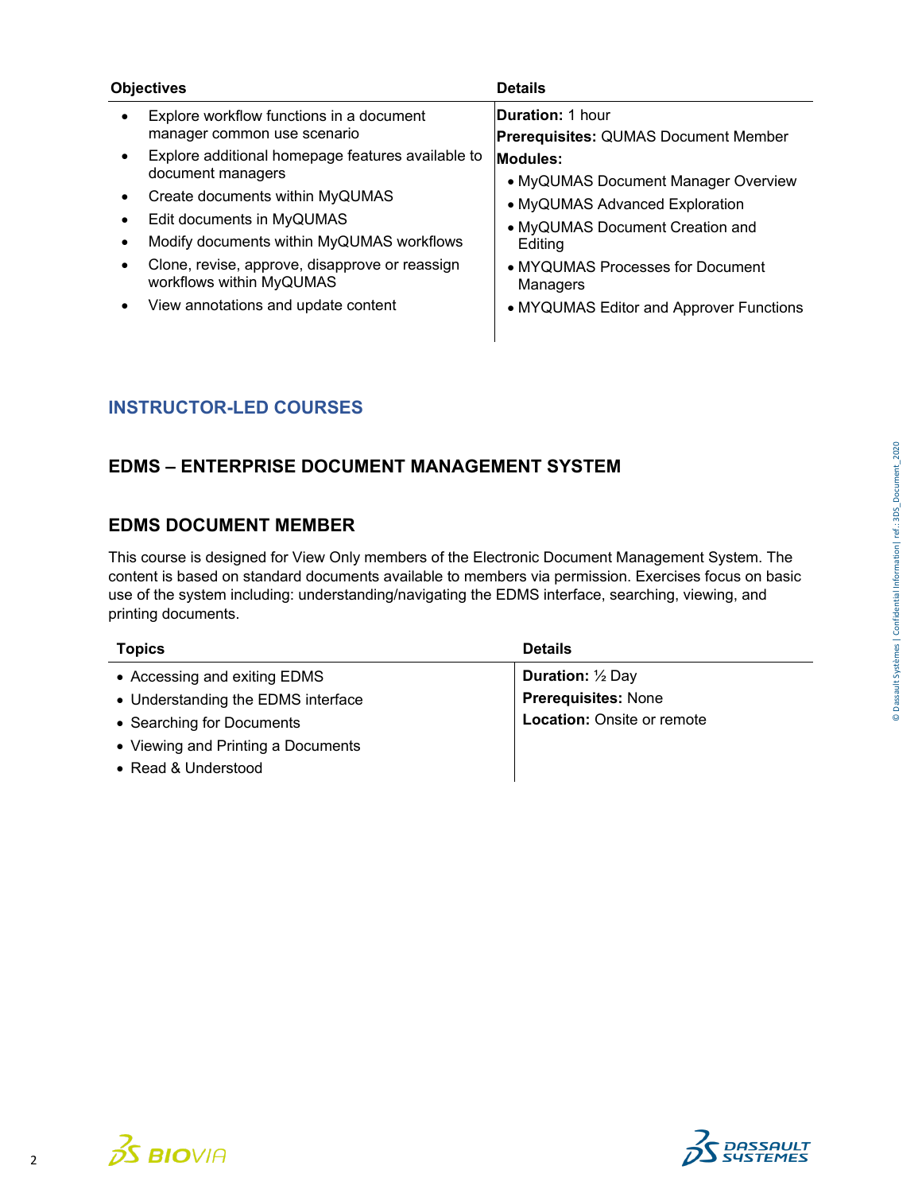| Objectives | Details |
| --- | --- |
| • Explore workflow functions in a document manager common use scenario<br>• Explore additional homepage features available to document managers<br>• Create documents within MyQUMAS<br>• Edit documents in MyQUMAS<br>• Modify documents within MyQUMAS workflows<br>• Clone, revise, approve, disapprove or reassign workflows within MyQUMAS<br>• View annotations and update content | **Duration:** 1 hour<br>**Prerequisites:** QUMAS Document Member<br>**Modules:**<br>• MyQUMAS Document Manager Overview<br>• MyQUMAS Advanced Exploration<br>• MyQUMAS Document Creation and Editing<br>• MYQUMAS Processes for Document Managers<br>• MYQUMAS Editor and Approver Functions |

## INSTRUCTOR-LED COURSES

### EDMS – ENTERPRISE DOCUMENT MANAGEMENT SYSTEM

### EDMS DOCUMENT MEMBER

This course is designed for View Only members of the Electronic Document Management System. The content is based on standard documents available to members via permission. Exercises focus on basic use of the system including: understanding/navigating the EDMS interface, searching, viewing, and printing documents.

| Topics | Details |
| --- | --- |
| • Accessing and exiting EDMS<br>• Understanding the EDMS interface<br>• Searching for Documents<br>• Viewing and Printing a Documents<br>• Read & Understood | **Duration:** ½ Day<br>**Prerequisites:** None<br>**Location:** Onsite or remote |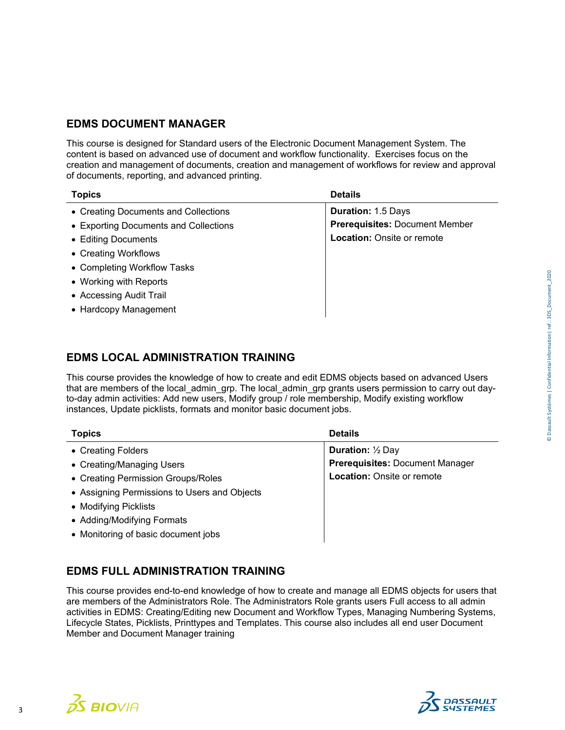## EDMS DOCUMENT MANAGER

This course is designed for Standard users of the Electronic Document Management System. The content is based on advanced use of document and workflow functionality. Exercises focus on the creation and management of documents, creation and management of workflows for review and approval of documents, reporting, and advanced printing.

| Topics | Details |
|---|---|
| • Creating Documents and Collections<br>• Exporting Documents and Collections<br>• Editing Documents<br>• Creating Workflows<br>• Completing Workflow Tasks<br>• Working with Reports<br>• Accessing Audit Trail<br>• Hardcopy Management | **Duration:** 1.5 Days<br>**Prerequisites:** Document Member<br>**Location:** Onsite or remote |

## EDMS LOCAL ADMINISTRATION TRAINING

This course provides the knowledge of how to create and edit EDMS objects based on advanced Users that are members of the local_admin_grp. The local_admin_grp grants users permission to carry out day-to-day admin activities: Add new users, Modify group / role membership, Modify existing workflow instances, Update picklists, formats and monitor basic document jobs.

| Topics | Details |
|---|---|
| • Creating Folders<br>• Creating/Managing Users<br>• Creating Permission Groups/Roles<br>• Assigning Permissions to Users and Objects<br>• Modifying Picklists<br>• Adding/Modifying Formats<br>• Monitoring of basic document jobs | **Duration:** ½ Day<br>**Prerequisites:** Document Manager<br>**Location:** Onsite or remote |

## EDMS FULL ADMINISTRATION TRAINING

This course provides end-to-end knowledge of how to create and manage all EDMS objects for users that are members of the Administrators Role. The Administrators Role grants users Full access to all admin activities in EDMS: Creating/Editing new Document and Workflow Types, Managing Numbering Systems, Lifecycle States, Picklists, Printtypes and Templates. This course also includes all end user Document Member and Document Manager training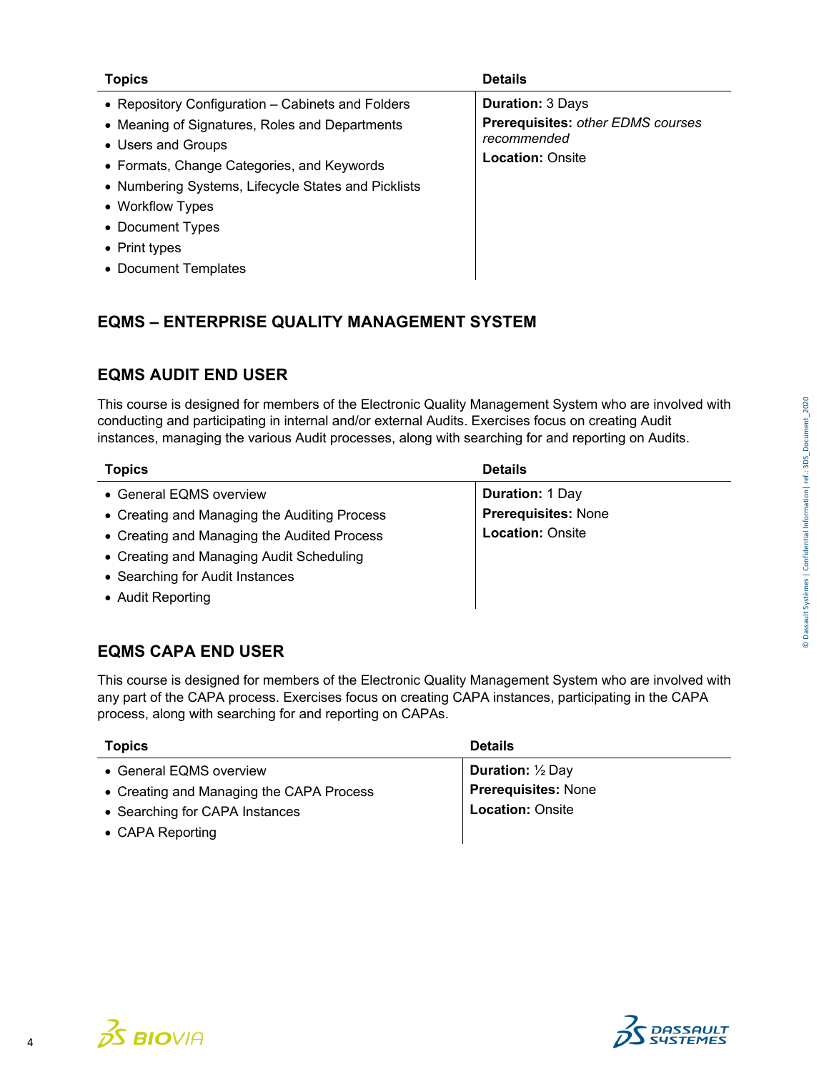| Topics | Details |
| --- | --- |
| • Repository Configuration – Cabinets and Folders<br>• Meaning of Signatures, Roles and Departments<br>• Users and Groups<br>• Formats, Change Categories, and Keywords<br>• Numbering Systems, Lifecycle States and Picklists<br>• Workflow Types<br>• Document Types<br>• Print types<br>• Document Templates | **Duration:** 3 Days<br>**Prerequisites:** *other EDMS courses recommended*<br>**Location:** Onsite |

## EQMS – ENTERPRISE QUALITY MANAGEMENT SYSTEM

### EQMS AUDIT END USER

This course is designed for members of the Electronic Quality Management System who are involved with conducting and participating in internal and/or external Audits. Exercises focus on creating Audit instances, managing the various Audit processes, along with searching for and reporting on Audits.

| Topics | Details |
| --- | --- |
| • General EQMS overview<br>• Creating and Managing the Auditing Process<br>• Creating and Managing the Audited Process<br>• Creating and Managing Audit Scheduling<br>• Searching for Audit Instances<br>• Audit Reporting | **Duration:** 1 Day<br>**Prerequisites:** None<br>**Location:** Onsite |

### EQMS CAPA END USER

This course is designed for members of the Electronic Quality Management System who are involved with any part of the CAPA process. Exercises focus on creating CAPA instances, participating in the CAPA process, along with searching for and reporting on CAPAs.

| Topics | Details |
| --- | --- |
| • General EQMS overview<br>• Creating and Managing the CAPA Process<br>• Searching for CAPA Instances<br>• CAPA Reporting | **Duration:** ½ Day<br>**Prerequisites:** None<br>**Location:** Onsite |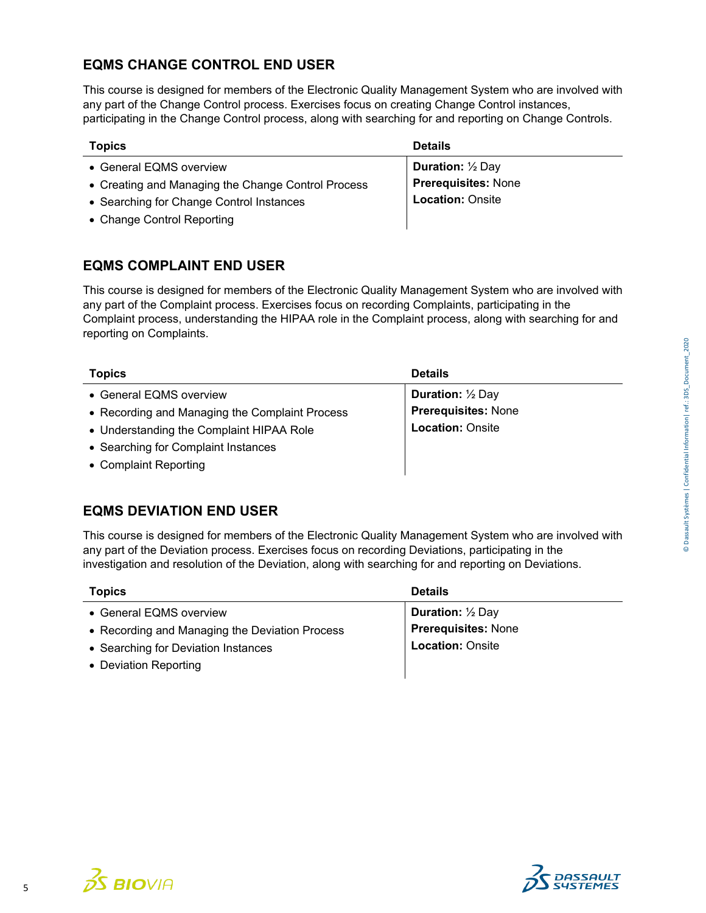## EQMS CHANGE CONTROL END USER

This course is designed for members of the Electronic Quality Management System who are involved with any part of the Change Control process. Exercises focus on creating Change Control instances, participating in the Change Control process, along with searching for and reporting on Change Controls.

| Topics | Details |
| --- | --- |
| • General EQMS overview<br>• Creating and Managing the Change Control Process<br>• Searching for Change Control Instances<br>• Change Control Reporting | **Duration:** ½ Day<br>**Prerequisites:** None<br>**Location:** Onsite |

## EQMS COMPLAINT END USER

This course is designed for members of the Electronic Quality Management System who are involved with any part of the Complaint process. Exercises focus on recording Complaints, participating in the Complaint process, understanding the HIPAA role in the Complaint process, along with searching for and reporting on Complaints.

| Topics | Details |
| --- | --- |
| • General EQMS overview<br>• Recording and Managing the Complaint Process<br>• Understanding the Complaint HIPAA Role<br>• Searching for Complaint Instances<br>• Complaint Reporting | **Duration:** ½ Day<br>**Prerequisites:** None<br>**Location:** Onsite |

## EQMS DEVIATION END USER

This course is designed for members of the Electronic Quality Management System who are involved with any part of the Deviation process. Exercises focus on recording Deviations, participating in the investigation and resolution of the Deviation, along with searching for and reporting on Deviations.

| Topics | Details |
| --- | --- |
| • General EQMS overview<br>• Recording and Managing the Deviation Process<br>• Searching for Deviation Instances<br>• Deviation Reporting | **Duration:** ½ Day<br>**Prerequisites:** None<br>**Location:** Onsite |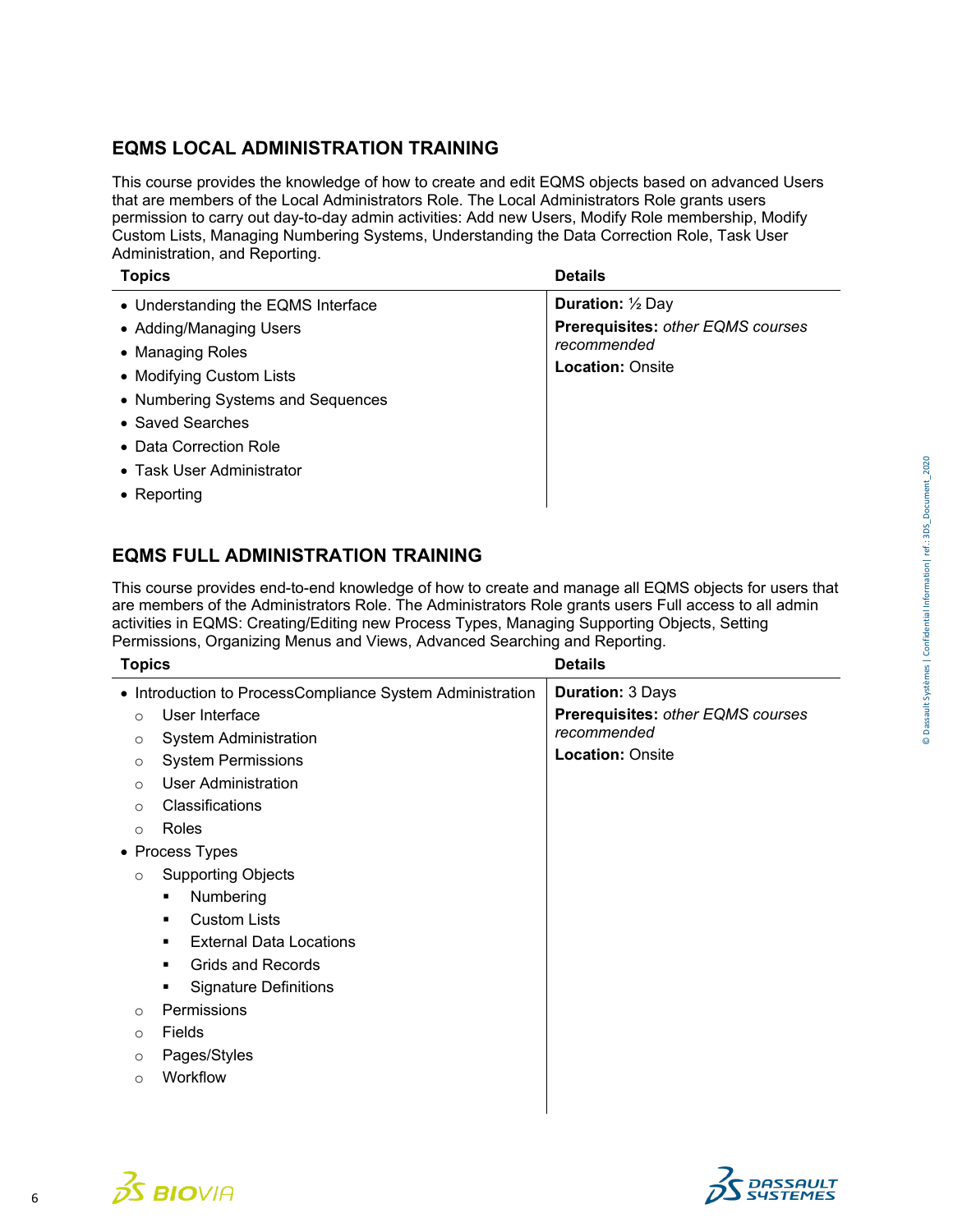## EQMS LOCAL ADMINISTRATION TRAINING

This course provides the knowledge of how to create and edit EQMS objects based on advanced Users that are members of the Local Administrators Role. The Local Administrators Role grants users permission to carry out day-to-day admin activities: Add new Users, Modify Role membership, Modify Custom Lists, Managing Numbering Systems, Understanding the Data Correction Role, Task User Administration, and Reporting.

| Topics | Details |
| --- | --- |
| • Understanding the EQMS Interface<br>• Adding/Managing Users<br>• Managing Roles<br>• Modifying Custom Lists<br>• Numbering Systems and Sequences<br>• Saved Searches<br>• Data Correction Role<br>• Task User Administrator<br>• Reporting | **Duration:** ½ Day<br>**Prerequisites:** *other EQMS courses recommended*<br>**Location:** Onsite |

## EQMS FULL ADMINISTRATION TRAINING

This course provides end-to-end knowledge of how to create and manage all EQMS objects for users that are members of the Administrators Role. The Administrators Role grants users Full access to all admin activities in EQMS: Creating/Editing new Process Types, Managing Supporting Objects, Setting Permissions, Organizing Menus and Views, Advanced Searching and Reporting.

| Topics | Details |
| --- | --- |
| • Introduction to ProcessCompliance System Administration<br>  ○ User Interface<br>  ○ System Administration<br>  ○ System Permissions<br>  ○ User Administration<br>  ○ Classifications<br>  ○ Roles<br>• Process Types<br>  ○ Supporting Objects<br>    ▪ Numbering<br>    ▪ Custom Lists<br>    ▪ External Data Locations<br>    ▪ Grids and Records<br>    ▪ Signature Definitions<br>  ○ Permissions<br>  ○ Fields<br>  ○ Pages/Styles<br>  ○ Workflow | **Duration:** 3 Days<br>**Prerequisites:** *other EQMS courses recommended*<br>**Location:** Onsite |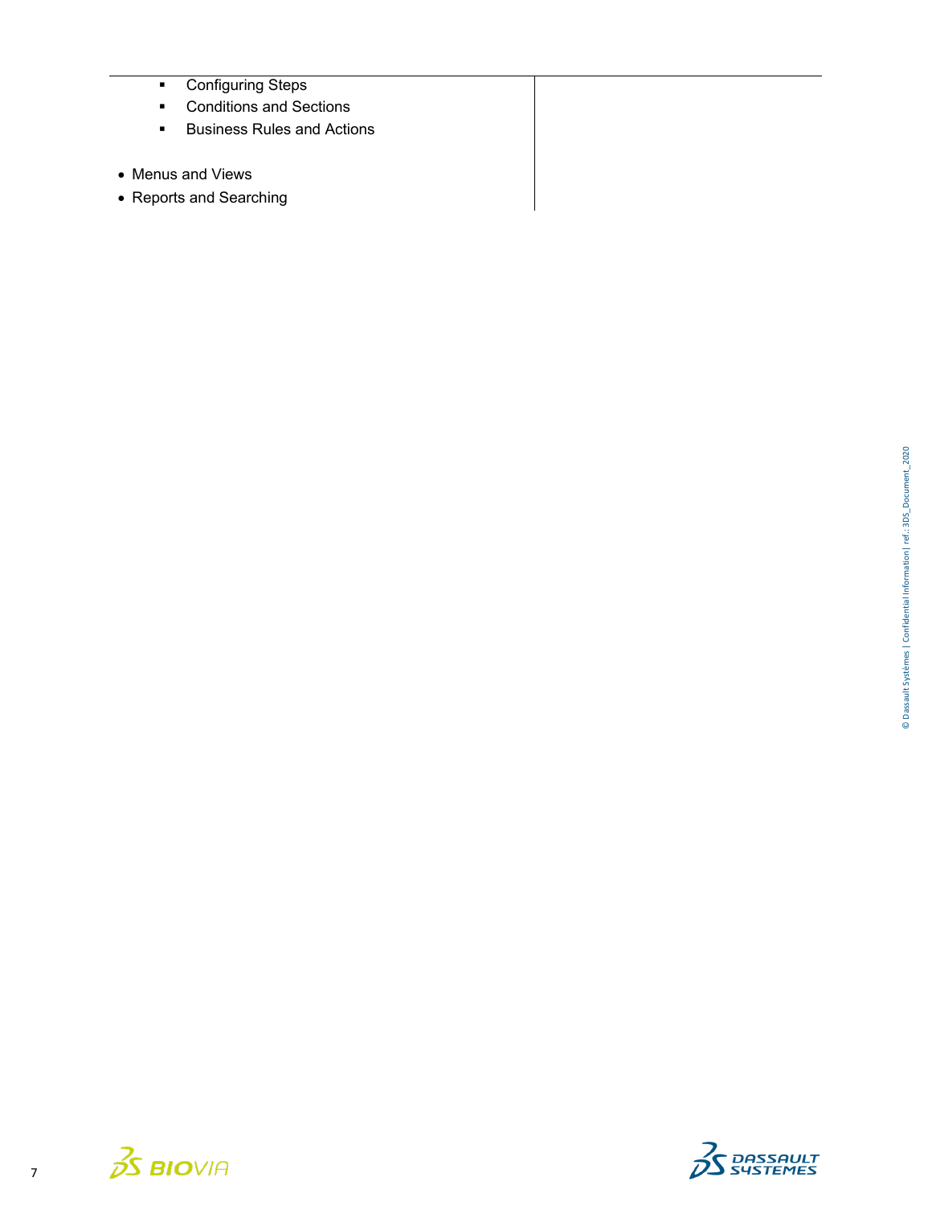- Configuring Steps
- Conditions and Sections
- Business Rules and Actions

- Menus and Views
- Reports and Searching